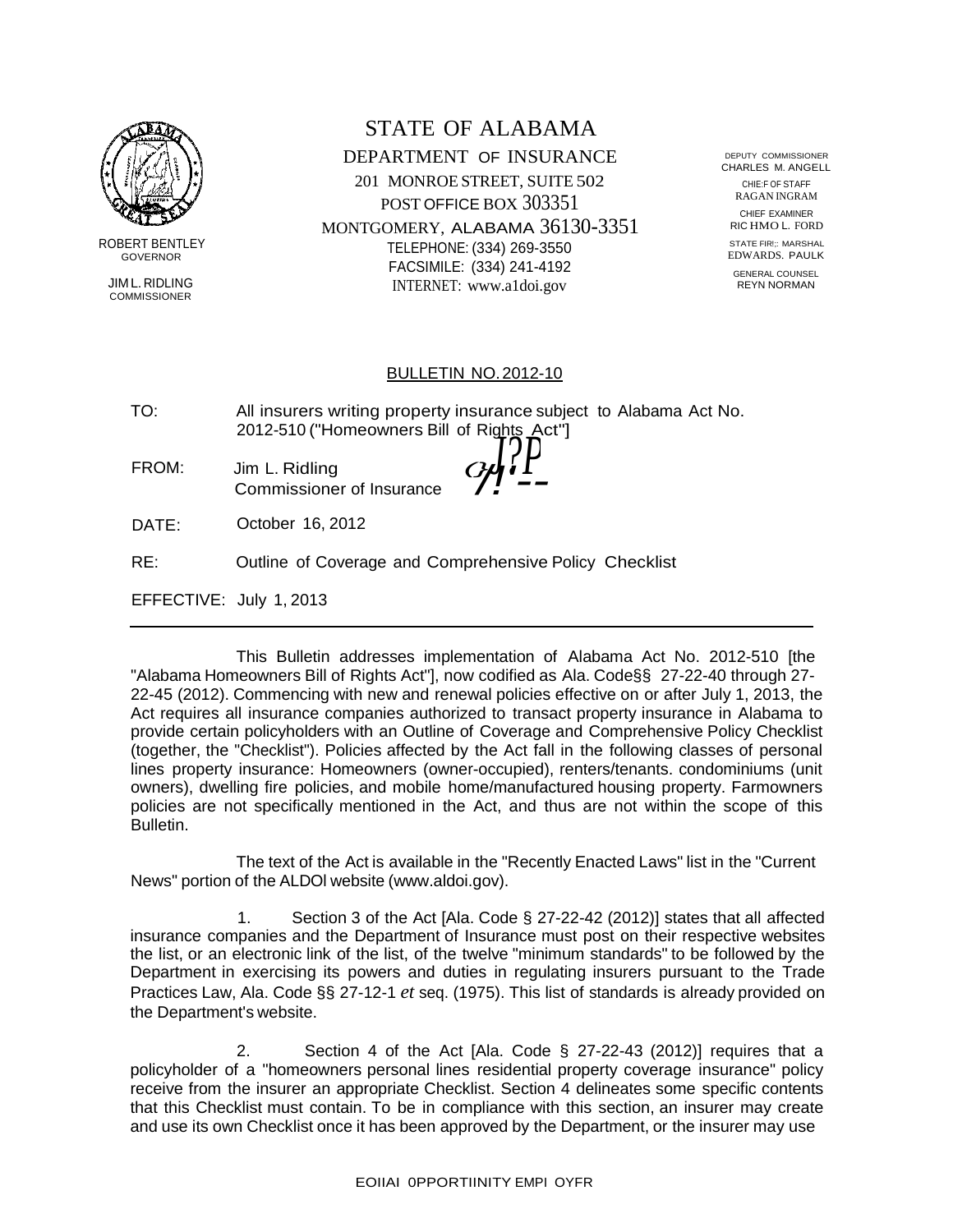ROBERT BENTLEY
GOVERNOR

JIM L. RIDLING
COMMISSIONER

# STATE OF ALABAMA

DEPARTMENT OF INSURANCE
201 MONROE STREET, SUITE 502
POST OFFICE BOX 303351
MONTGOMERY, ALABAMA 36130-3351
TELEPHONE: (334) 269-3550
FACSIMILE: (334) 241-4192
INTERNET: www.a1doi.gov

DEPUTY COMMISSIONER
CHARLES M. ANGELL

CHIE:F OF STAFF
RAGAN INGRAM

CHIEF EXAMINER
RIC HMO L. FORD

STATE FIR!;: MARSHAL
EDWARDS. PAULK

GENERAL COUNSEL
REYN NORMAN

## BULLETIN NO. 2012-10

TO: All insurers writing property insurance subject to Alabama Act No. 2012-510 ("Homeowners Bill of Rights Act"]

FROM: Jim L. Ridling
Commissioner of Insurance

DATE: October 16, 2012

RE: Outline of Coverage and Comprehensive Policy Checklist

EFFECTIVE: July 1, 2013

---

This Bulletin addresses implementation of Alabama Act No. 2012-510 [the "Alabama Homeowners Bill of Rights Act"], now codified as Ala. Code§§ 27-22-40 through 27-22-45 (2012). Commencing with new and renewal policies effective on or after July 1, 2013, the Act requires all insurance companies authorized to transact property insurance in Alabama to provide certain policyholders with an Outline of Coverage and Comprehensive Policy Checklist (together, the "Checklist"). Policies affected by the Act fall in the following classes of personal lines property insurance: Homeowners (owner-occupied), renters/tenants. condominiums (unit owners), dwelling fire policies, and mobile home/manufactured housing property. Farmowners policies are not specifically mentioned in the Act, and thus are not within the scope of this Bulletin.

The text of the Act is available in the "Recently Enacted Laws" list in the "Current News" portion of the ALDOl website (www.aldoi.gov).

1. Section 3 of the Act [Ala. Code § 27-22-42 (2012)] states that all affected insurance companies and the Department of Insurance must post on their respective websites the list, or an electronic link of the list, of the twelve "minimum standards" to be followed by the Department in exercising its powers and duties in regulating insurers pursuant to the Trade Practices Law, Ala. Code §§ 27-12-1 *et* seq. (1975). This list of standards is already provided on the Department's website.

2. Section 4 of the Act [Ala. Code § 27-22-43 (2012)] requires that a policyholder of a "homeowners personal lines residential property coverage insurance" policy receive from the insurer an appropriate Checklist. Section 4 delineates some specific contents that this Checklist must contain. To be in compliance with this section, an insurer may create and use its own Checklist once it has been approved by the Department, or the insurer may use

EOIIAI 0PPORTIINITY EMPI OYFR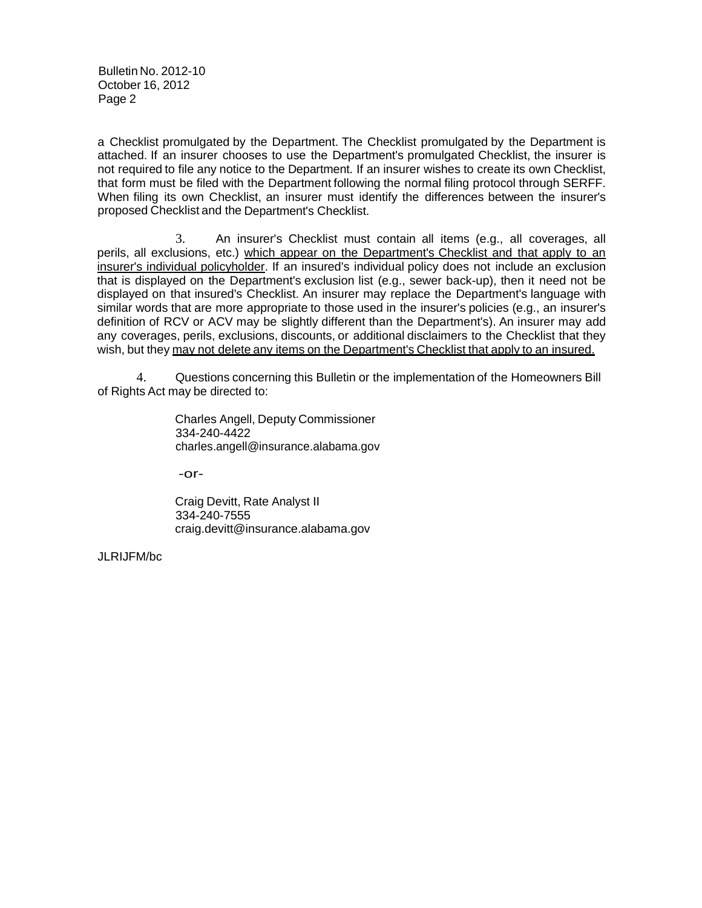a Checklist promulgated by the Department. The Checklist promulgated by the Department is attached. If an insurer chooses to use the Department's promulgated Checklist, the insurer is not required to file any notice to the Department. If an insurer wishes to create its own Checklist, that form must be filed with the Department following the normal filing protocol through SERFF. When filing its own Checklist, an insurer must identify the differences between the insurer's proposed Checklist and the Department's Checklist.

3. An insurer's Checklist must contain all items (e.g., all coverages, all perils, all exclusions, etc.) which appear on the Department's Checklist and that apply to an insurer's individual policyholder. If an insured's individual policy does not include an exclusion that is displayed on the Department's exclusion list (e.g., sewer back-up), then it need not be displayed on that insured's Checklist. An insurer may replace the Department's language with similar words that are more appropriate to those used in the insurer's policies (e.g., an insurer's definition of RCV or ACV may be slightly different than the Department's). An insurer may add any coverages, perils, exclusions, discounts, or additional disclaimers to the Checklist that they wish, but they may not delete any items on the Department's Checklist that apply to an insured.

4. Questions concerning this Bulletin or the implementation of the Homeowners Bill of Rights Act may be directed to:

Charles Angell, Deputy Commissioner
334-240-4422
charles.angell@insurance.alabama.gov

-or-

Craig Devitt, Rate Analyst II
334-240-7555
craig.devitt@insurance.alabama.gov

JLRIJFM/bc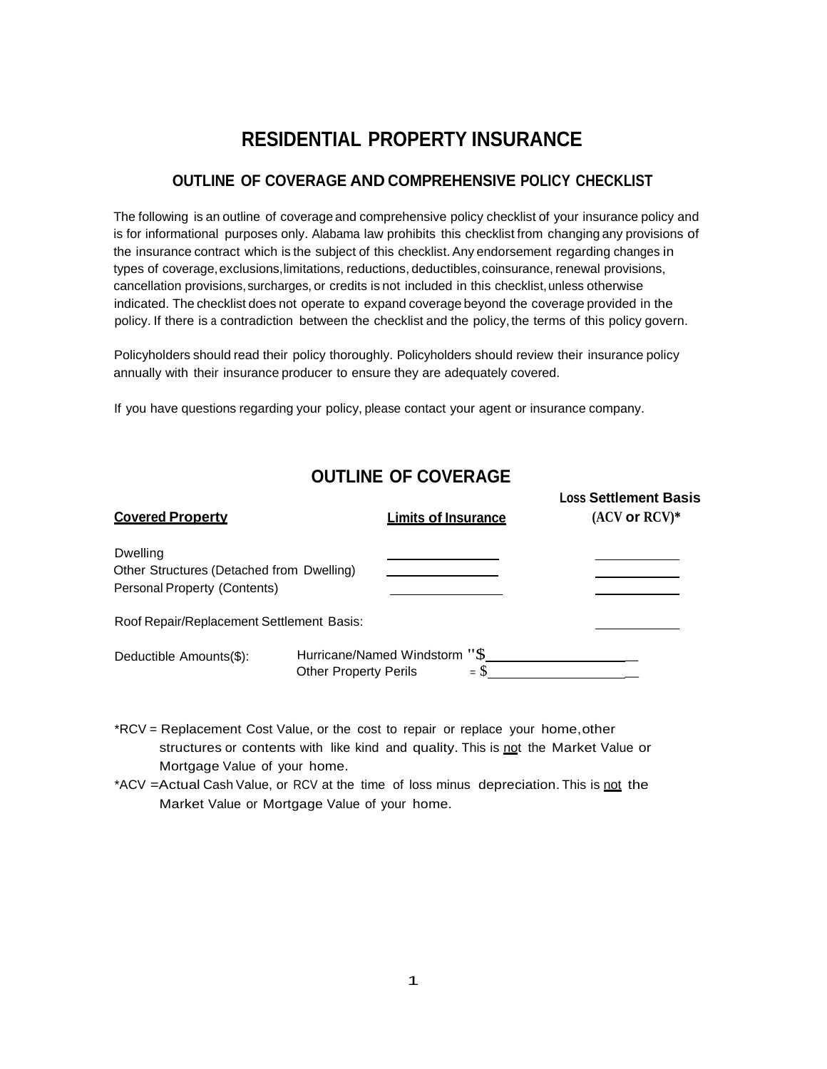# RESIDENTIAL PROPERTY INSURANCE

## OUTLINE OF COVERAGE AND COMPREHENSIVE POLICY CHECKLIST

The following is an outline of coverage and comprehensive policy checklist of your insurance policy and is for informational purposes only. Alabama law prohibits this checklist from changing any provisions of the insurance contract which is the subject of this checklist. Any endorsement regarding changes in types of coverage, exclusions, limitations, reductions, deductibles, coinsurance, renewal provisions, cancellation provisions, surcharges, or credits is not included in this checklist, unless otherwise indicated. The checklist does not operate to expand coverage beyond the coverage provided in the policy. If there is a contradiction between the checklist and the policy, the terms of this policy govern.

Policyholders should read their policy thoroughly. Policyholders should review their insurance policy annually with their insurance producer to ensure they are adequately covered.

If you have questions regarding your policy, please contact your agent or insurance company.

## OUTLINE OF COVERAGE

| Covered Property | Limits of Insurance | Loss Settlement Basis (ACV or RCV)* |
|---|---|---|
| Dwelling | ________ | ________ |
| Other Structures (Detached from Dwelling) | ________ | ________ |
| Personal Property (Contents) | ________ | ________ |
| Roof Repair/Replacement Settlement Basis: | | ________ |

Deductible Amounts($): Hurricane/Named Windstorm "$________________

Other Property Perils = $________________

*RCV = Replacement Cost Value, or the cost to repair or replace your home, other structures or contents with like kind and quality. This is not the Market Value or Mortgage Value of your home.

*ACV = Actual Cash Value, or RCV at the time of loss minus depreciation. This is not the Market Value or Mortgage Value of your home.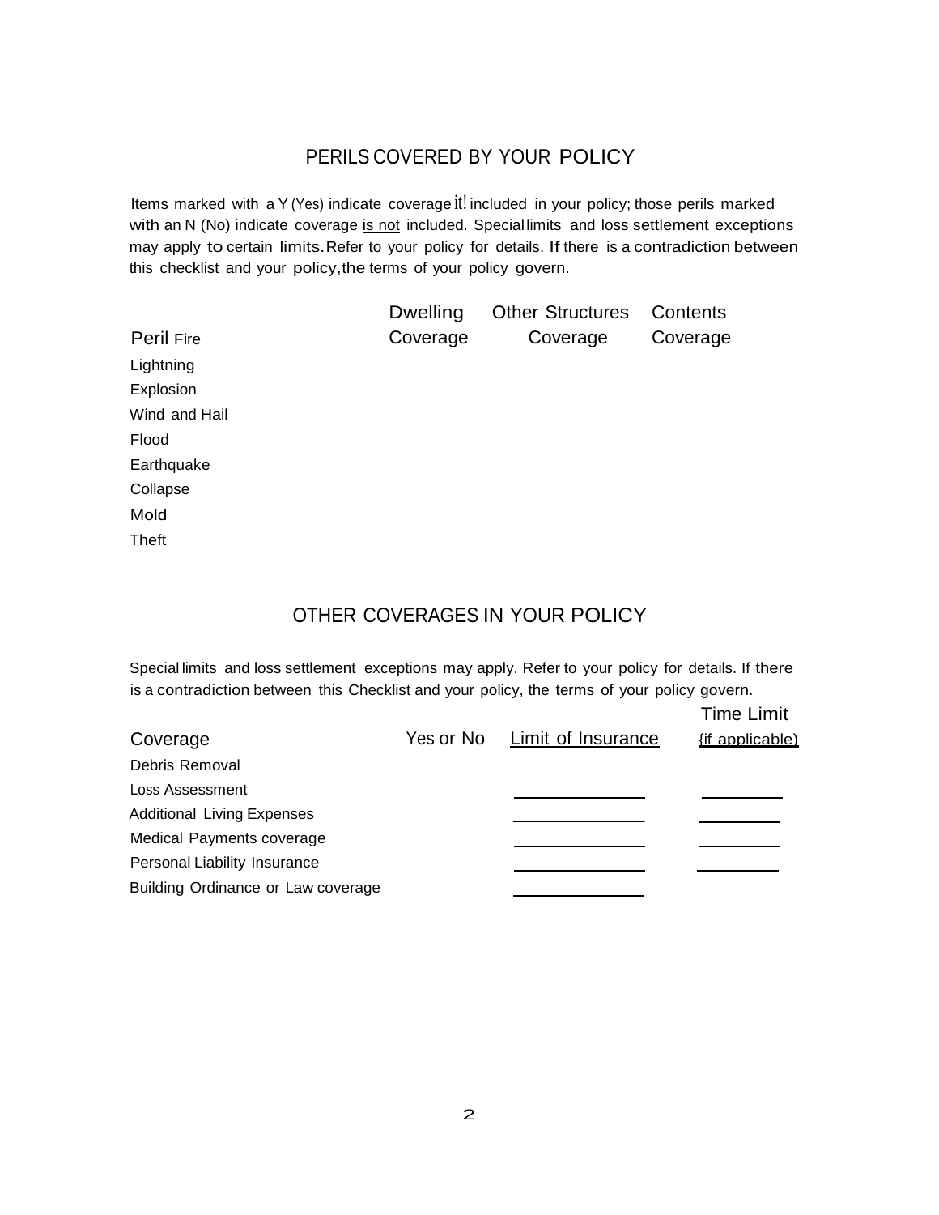## PERILS COVERED BY YOUR POLICY

Items marked with a Y (Yes) indicate coverage it! included in your policy; those perils marked with an N (No) indicate coverage <u>is not</u> included. Special limits and loss settlement exceptions may apply to certain limits. Refer to your policy for details. If there is a contradiction between this checklist and your policy, the terms of your policy govern.

| Peril | Dwelling Coverage | Other Structures Coverage | Contents Coverage |
|---|---|---|---|
| Fire | | | |
| Lightning | | | |
| Explosion | | | |
| Wind and Hail | | | |
| Flood | | | |
| Earthquake | | | |
| Collapse | | | |
| Mold | | | |
| Theft | | | |

## OTHER COVERAGES IN YOUR POLICY

Special limits and loss settlement exceptions may apply. Refer to your policy for details. If there is a contradiction between this Checklist and your policy, the terms of your policy govern.

| Coverage | Yes or No | Limit of Insurance | Time Limit (if applicable) |
|---|---|---|---|
| Debris Removal | | | |
| Loss Assessment | | ______________ | _________ |
| Additional Living Expenses | | ______________ | _________ |
| Medical Payments coverage | | ______________ | _________ |
| Personal Liability Insurance | | ______________ | _________ |
| Building Ordinance or Law coverage | | ______________ | |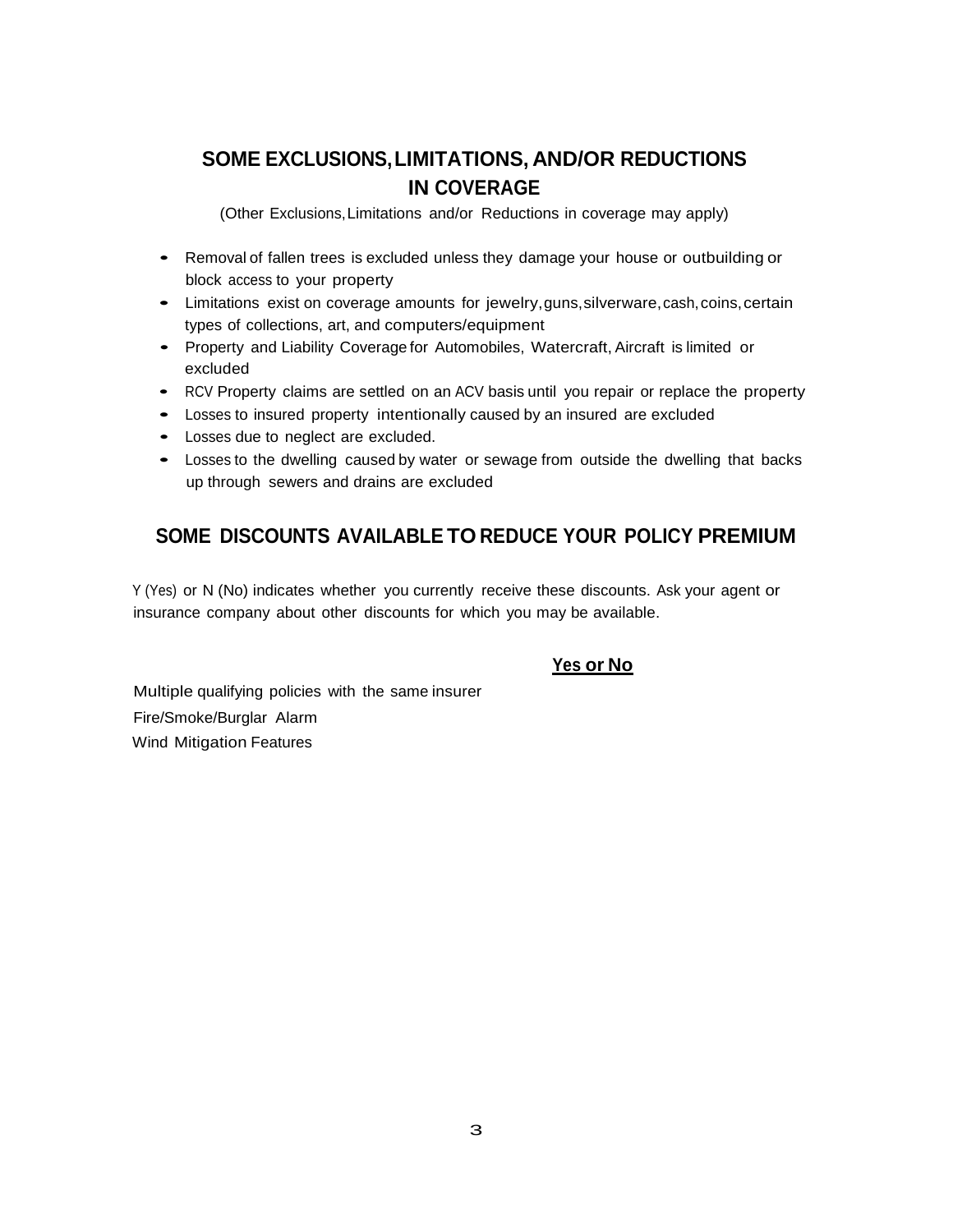## SOME EXCLUSIONS, LIMITATIONS, AND/OR REDUCTIONS IN COVERAGE

(Other Exclusions, Limitations and/or Reductions in coverage may apply)

- Removal of fallen trees is excluded unless they damage your house or outbuilding or block access to your property
- Limitations exist on coverage amounts for jewelry, guns, silverware, cash, coins, certain types of collections, art, and computers/equipment
- Property and Liability Coverage for Automobiles, Watercraft, Aircraft is limited or excluded
- RCV Property claims are settled on an ACV basis until you repair or replace the property
- Losses to insured property intentionally caused by an insured are excluded
- Losses due to neglect are excluded.
- Losses to the dwelling caused by water or sewage from outside the dwelling that backs up through sewers and drains are excluded

## SOME DISCOUNTS AVAILABLE TO REDUCE YOUR POLICY PREMIUM

Y (Yes) or N (No) indicates whether you currently receive these discounts. Ask your agent or insurance company about other discounts for which you may be available.

| | **Yes or No** |
|---|---|
| Multiple qualifying policies with the same insurer | |
| Fire/Smoke/Burglar Alarm | |
| Wind Mitigation Features | |